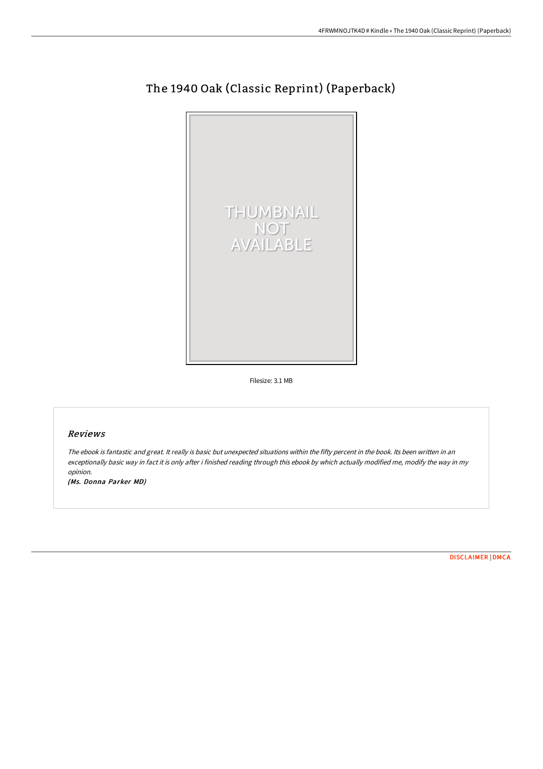# The 1940 Oak (Classic Reprint) (Paperback)

Filesize: 3.1 MB

## *Reviews*

*The ebook is fantastic and great. It really is basic but unexpected situations within the fifty percent in the book. Its been written in an exceptionally basic way in fact it is only after i finished reading through this ebook by which actually modified me, modify the way in my opinion.*

*(Ms. Donna Parker MD)*

DISCLAIMER | DMCA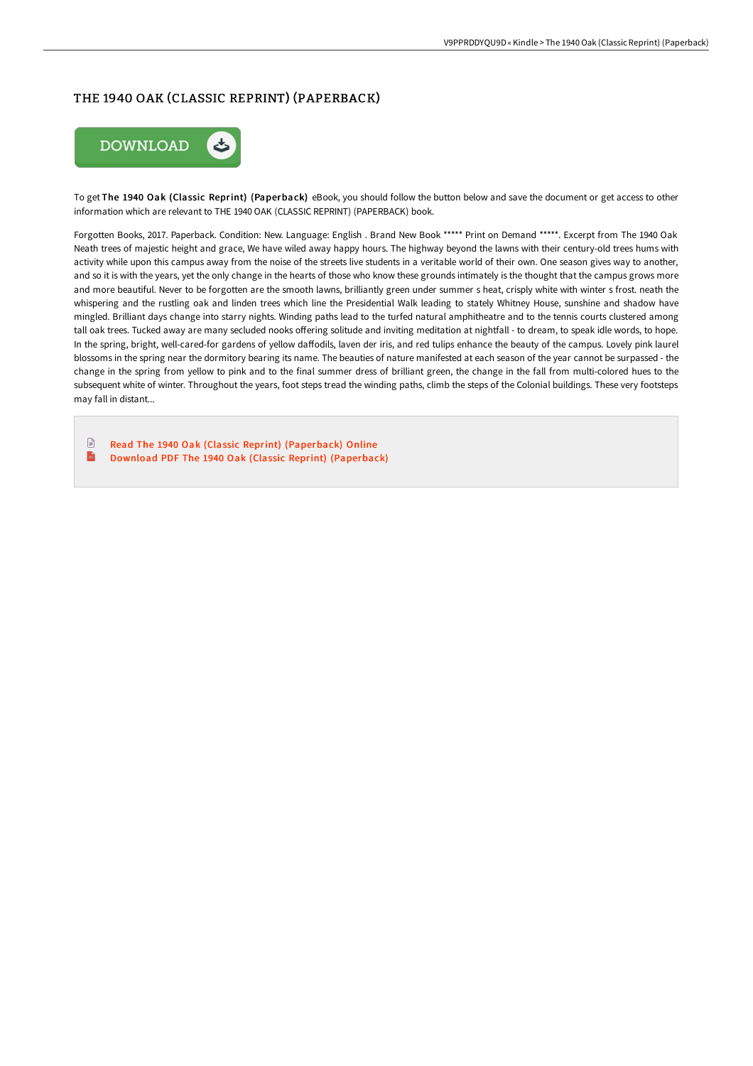# THE 1940 OAK (CLASSIC REPRINT) (PAPERBACK)

To get **The 1940 Oak (Classic Reprint) (Paperback)** eBook, you should follow the button below and save the document or get access to other information which are relevant to THE 1940 OAK (CLASSIC REPRINT) (PAPERBACK) book.

Forgotten Books, 2017. Paperback. Condition: New. Language: English . Brand New Book ***** Print on Demand *****. Excerpt from The 1940 Oak Neath trees of majestic height and grace, We have wiled away happy hours. The highway beyond the lawns with their century-old trees hums with activity while upon this campus away from the noise of the streets live students in a veritable world of their own. One season gives way to another, and so it is with the years, yet the only change in the hearts of those who know these grounds intimately is the thought that the campus grows more and more beautiful. Never to be forgotten are the smooth lawns, brilliantly green under summer s heat, crisply white with winter s frost. neath the whispering and the rustling oak and linden trees which line the Presidential Walk leading to stately Whitney House, sunshine and shadow have mingled. Brilliant days change into starry nights. Winding paths lead to the turfed natural amphitheatre and to the tennis courts clustered among tall oak trees. Tucked away are many secluded nooks offering solitude and inviting meditation at nightfall - to dream, to speak idle words, to hope. In the spring, bright, well-cared-for gardens of yellow daffodils, laven der iris, and red tulips enhance the beauty of the campus. Lovely pink laurel blossoms in the spring near the dormitory bearing its name. The beauties of nature manifested at each season of the year cannot be surpassed - the change in the spring from yellow to pink and to the final summer dress of brilliant green, the change in the fall from multi-colored hues to the subsequent white of winter. Throughout the years, foot steps tread the winding paths, climb the steps of the Colonial buildings. These very footsteps may fall in distant...

Read The 1940 Oak (Classic Reprint) (Paperback) Online

Download PDF The 1940 Oak (Classic Reprint) (Paperback)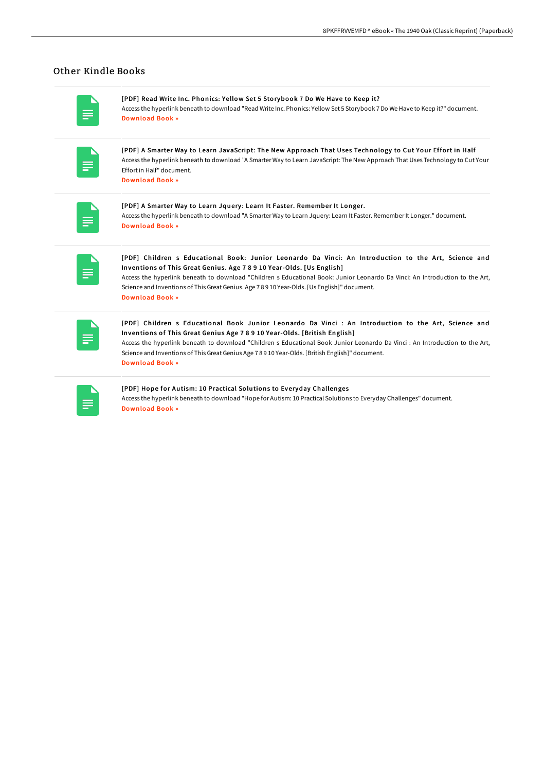## Other Kindle Books

**[PDF] Read Write Inc. Phonics: Yellow Set 5 Storybook 7 Do We Have to Keep it?**
Access the hyperlink beneath to download "Read Write Inc. Phonics: Yellow Set 5 Storybook 7 Do We Have to Keep it?" document.
Download Book »

**[PDF] A Smarter Way to Learn JavaScript: The New Approach That Uses Technology to Cut Your Effort in Half**
Access the hyperlink beneath to download "A Smarter Way to Learn JavaScript: The New Approach That Uses Technology to Cut Your Effort in Half" document.
Download Book »

**[PDF] A Smarter Way to Learn Jquery: Learn It Faster. Remember It Longer.**
Access the hyperlink beneath to download "A Smarter Way to Learn Jquery: Learn It Faster. Remember It Longer." document.
Download Book »

**[PDF] Children s Educational Book: Junior Leonardo Da Vinci: An Introduction to the Art, Science and Inventions of This Great Genius. Age 7 8 9 10 Year-Olds. [Us English]**
Access the hyperlink beneath to download "Children s Educational Book: Junior Leonardo Da Vinci: An Introduction to the Art, Science and Inventions of This Great Genius. Age 7 8 9 10 Year-Olds. [Us English]" document.
Download Book »

**[PDF] Children s Educational Book Junior Leonardo Da Vinci : An Introduction to the Art, Science and Inventions of This Great Genius Age 7 8 9 10 Year-Olds. [British English]**
Access the hyperlink beneath to download "Children s Educational Book Junior Leonardo Da Vinci : An Introduction to the Art, Science and Inventions of This Great Genius Age 7 8 9 10 Year-Olds. [British English]" document.
Download Book »

**[PDF] Hope for Autism: 10 Practical Solutions to Everyday Challenges**
Access the hyperlink beneath to download "Hope for Autism: 10 Practical Solutions to Everyday Challenges" document.
Download Book »